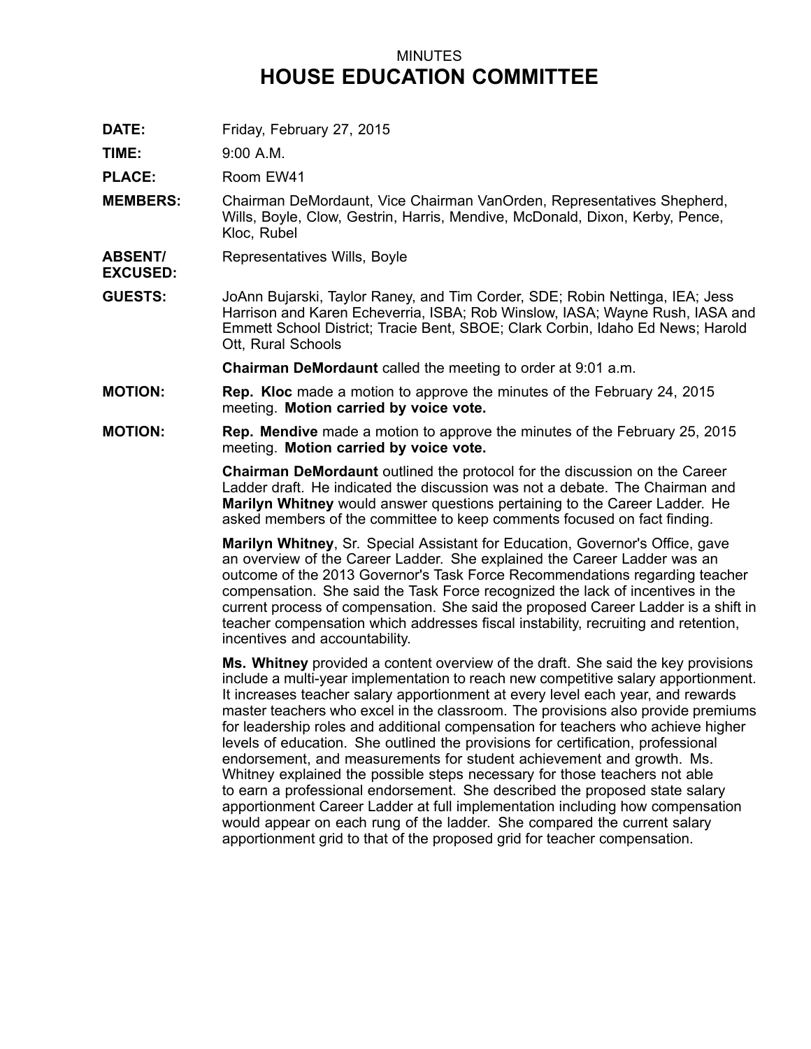MINUTES

# HOUSE EDUCATION COMMITTEE

**DATE:** Friday, February 27, 2015

**TIME:** 9:00 A.M.

**PLACE:** Room EW41

**MEMBERS:** Chairman DeMordaunt, Vice Chairman VanOrden, Representatives Shepherd, Wills, Boyle, Clow, Gestrin, Harris, Mendive, McDonald, Dixon, Kerby, Pence, Kloc, Rubel

**ABSENT/ EXCUSED:** Representatives Wills, Boyle

**GUESTS:** JoAnn Bujarski, Taylor Raney, and Tim Corder, SDE; Robin Nettinga, IEA; Jess Harrison and Karen Echeverria, ISBA; Rob Winslow, IASA; Wayne Rush, IASA and Emmett School District; Tracie Bent, SBOE; Clark Corbin, Idaho Ed News; Harold Ott, Rural Schools

**Chairman DeMordaunt** called the meeting to order at 9:01 a.m.

**MOTION:** **Rep. Kloc** made a motion to approve the minutes of the February 24, 2015 meeting. **Motion carried by voice vote.**

**MOTION:** **Rep. Mendive** made a motion to approve the minutes of the February 25, 2015 meeting. **Motion carried by voice vote.**

**Chairman DeMordaunt** outlined the protocol for the discussion on the Career Ladder draft. He indicated the discussion was not a debate. The Chairman and **Marilyn Whitney** would answer questions pertaining to the Career Ladder. He asked members of the committee to keep comments focused on fact finding.

**Marilyn Whitney**, Sr. Special Assistant for Education, Governor's Office, gave an overview of the Career Ladder. She explained the Career Ladder was an outcome of the 2013 Governor's Task Force Recommendations regarding teacher compensation. She said the Task Force recognized the lack of incentives in the current process of compensation. She said the proposed Career Ladder is a shift in teacher compensation which addresses fiscal instability, recruiting and retention, incentives and accountability.

**Ms. Whitney** provided a content overview of the draft. She said the key provisions include a multi-year implementation to reach new competitive salary apportionment. It increases teacher salary apportionment at every level each year, and rewards master teachers who excel in the classroom. The provisions also provide premiums for leadership roles and additional compensation for teachers who achieve higher levels of education. She outlined the provisions for certification, professional endorsement, and measurements for student achievement and growth. Ms. Whitney explained the possible steps necessary for those teachers not able to earn a professional endorsement. She described the proposed state salary apportionment Career Ladder at full implementation including how compensation would appear on each rung of the ladder. She compared the current salary apportionment grid to that of the proposed grid for teacher compensation.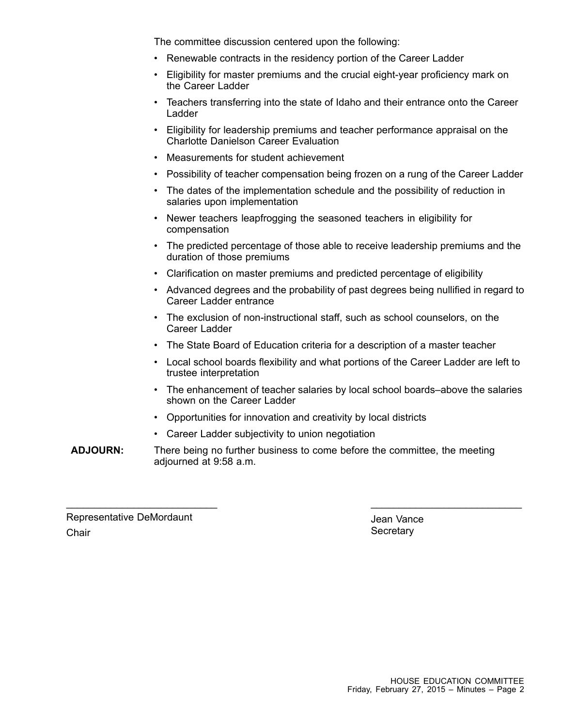The committee discussion centered upon the following:

- Renewable contracts in the residency portion of the Career Ladder
- Eligibility for master premiums and the crucial eight-year proficiency mark on the Career Ladder
- Teachers transferring into the state of Idaho and their entrance onto the Career Ladder
- Eligibility for leadership premiums and teacher performance appraisal on the Charlotte Danielson Career Evaluation
- Measurements for student achievement
- Possibility of teacher compensation being frozen on a rung of the Career Ladder
- The dates of the implementation schedule and the possibility of reduction in salaries upon implementation
- Newer teachers leapfrogging the seasoned teachers in eligibility for compensation
- The predicted percentage of those able to receive leadership premiums and the duration of those premiums
- Clarification on master premiums and predicted percentage of eligibility
- Advanced degrees and the probability of past degrees being nullified in regard to Career Ladder entrance
- The exclusion of non-instructional staff, such as school counselors, on the Career Ladder
- The State Board of Education criteria for a description of a master teacher
- Local school boards flexibility and what portions of the Career Ladder are left to trustee interpretation
- The enhancement of teacher salaries by local school boards–above the salaries shown on the Career Ladder
- Opportunities for innovation and creativity by local districts
- Career Ladder subjectivity to union negotiation

**ADJOURN:** There being no further business to come before the committee, the meeting adjourned at 9:58 a.m.

___________________________
Representative DeMordaunt
Chair

___________________________
Jean Vance
Secretary